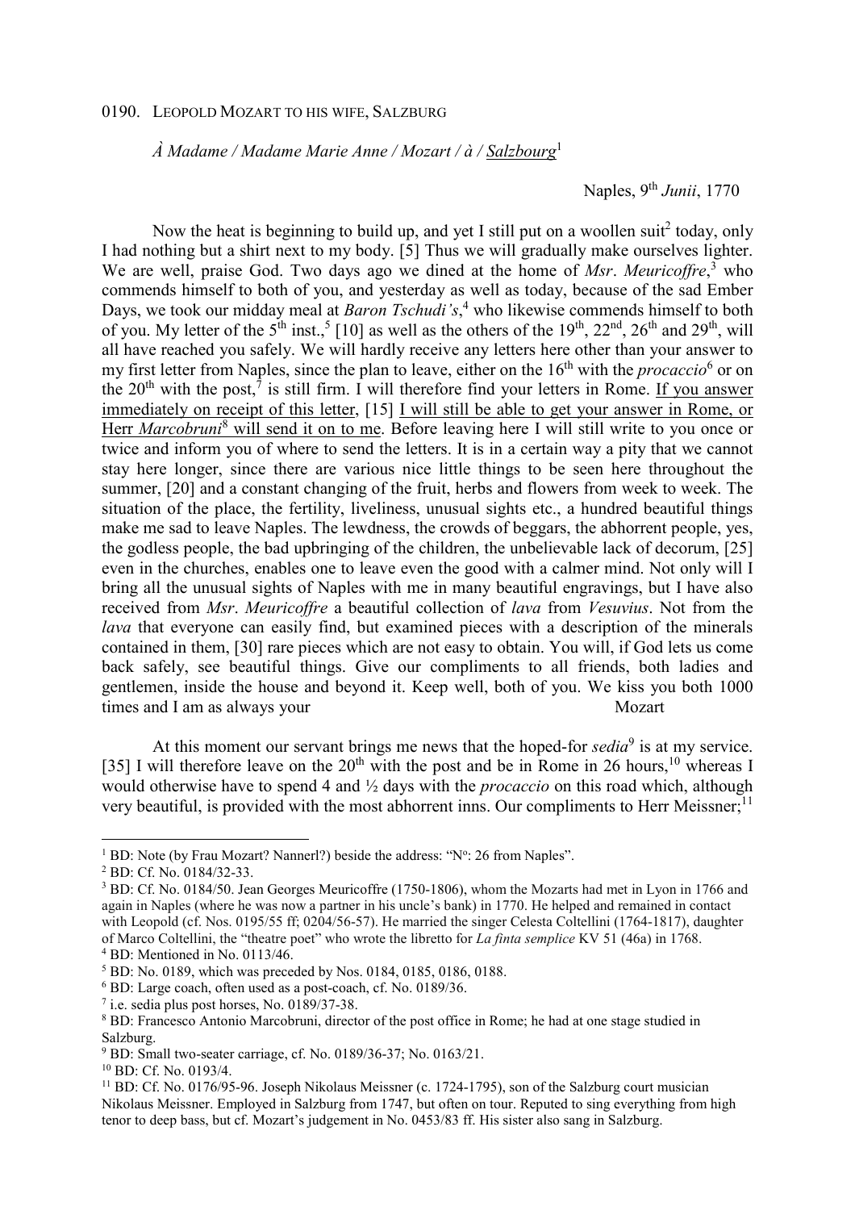0190. LEOPOLD MOZART TO HIS WIFE, SALZBURG

*À Madame / Madame Marie Anne / Mozart / à / Salzbourg*[1]

Naples, 9th *Junii*, 1770

Now the heat is beginning to build up, and yet I still put on a woollen suit[2] today, only I had nothing but a shirt next to my body. [5] Thus we will gradually make ourselves lighter. We are well, praise God. Two days ago we dined at the home of *Msr*. *Meuricoffre*,[3] who commends himself to both of you, and yesterday as well as today, because of the sad Ember Days, we took our midday meal at *Baron Tschudi's*,[4] who likewise commends himself to both of you. My letter of the 5th inst.,[5] [10] as well as the others of the 19th, 22nd, 26th and 29th, will all have reached you safely. We will hardly receive any letters here other than your answer to my first letter from Naples, since the plan to leave, either on the 16th with the *procaccio*[6] or on the 20th with the post,[7] is still firm. I will therefore find your letters in Rome. If you answer immediately on receipt of this letter, [15] I will still be able to get your answer in Rome, or Herr *Marcobruni*[8] will send it on to me. Before leaving here I will still write to you once or twice and inform you of where to send the letters. It is in a certain way a pity that we cannot stay here longer, since there are various nice little things to be seen here throughout the summer, [20] and a constant changing of the fruit, herbs and flowers from week to week. The situation of the place, the fertility, liveliness, unusual sights etc., a hundred beautiful things make me sad to leave Naples. The lewdness, the crowds of beggars, the abhorrent people, yes, the godless people, the bad upbringing of the children, the unbelievable lack of decorum, [25] even in the churches, enables one to leave even the good with a calmer mind. Not only will I bring all the unusual sights of Naples with me in many beautiful engravings, but I have also received from *Msr*. *Meuricoffre* a beautiful collection of *lava* from *Vesuvius*. Not from the *lava* that everyone can easily find, but examined pieces with a description of the minerals contained in them, [30] rare pieces which are not easy to obtain. You will, if God lets us come back safely, see beautiful things. Give our compliments to all friends, both ladies and gentlemen, inside the house and beyond it. Keep well, both of you. We kiss you both 1000 times and I am as always your Mozart

At this moment our servant brings me news that the hoped-for *sedia*[9] is at my service. [35] I will therefore leave on the 20th with the post and be in Rome in 26 hours,[10] whereas I would otherwise have to spend 4 and ½ days with the *procaccio* on this road which, although very beautiful, is provided with the most abhorrent inns. Our compliments to Herr Meissner;[11]

---

[1] BD: Note (by Frau Mozart? Nannerl?) beside the address: "No: 26 from Naples".

[2] BD: Cf. No. 0184/32-33.

[3] BD: Cf. No. 0184/50. Jean Georges Meuricoffre (1750-1806), whom the Mozarts had met in Lyon in 1766 and again in Naples (where he was now a partner in his uncle's bank) in 1770. He helped and remained in contact with Leopold (cf. Nos. 0195/55 ff; 0204/56-57). He married the singer Celesta Coltellini (1764-1817), daughter of Marco Coltellini, the "theatre poet" who wrote the libretto for *La finta semplice* KV 51 (46a) in 1768.

[4] BD: Mentioned in No. 0113/46.

[5] BD: No. 0189, which was preceded by Nos. 0184, 0185, 0186, 0188.

[6] BD: Large coach, often used as a post-coach, cf. No. 0189/36.

[7] i.e. sedia plus post horses, No. 0189/37-38.

[8] BD: Francesco Antonio Marcobruni, director of the post office in Rome; he had at one stage studied in Salzburg.

[9] BD: Small two-seater carriage, cf. No. 0189/36-37; No. 0163/21.

[10] BD: Cf. No. 0193/4.

[11] BD: Cf. No. 0176/95-96. Joseph Nikolaus Meissner (c. 1724-1795), son of the Salzburg court musician Nikolaus Meissner. Employed in Salzburg from 1747, but often on tour. Reputed to sing everything from high tenor to deep bass, but cf. Mozart's judgement in No. 0453/83 ff. His sister also sang in Salzburg.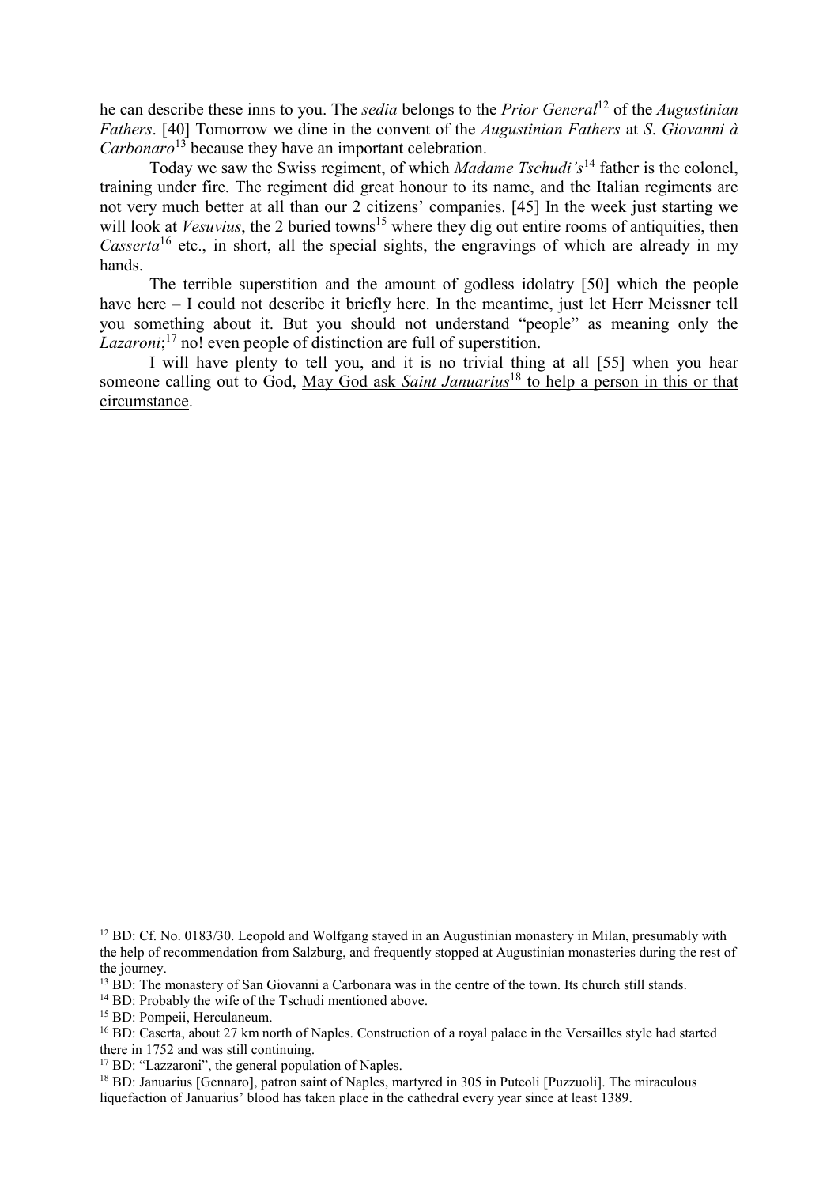he can describe these inns to you. The *sedia* belongs to the *Prior General*[12] of the *Augustinian Fathers*. [40] Tomorrow we dine in the convent of the *Augustinian Fathers* at *S. Giovanni à Carbonaro*[13] because they have an important celebration.

Today we saw the Swiss regiment, of which *Madame Tschudi's*[14] father is the colonel, training under fire. The regiment did great honour to its name, and the Italian regiments are not very much better at all than our 2 citizens' companies. [45] In the week just starting we will look at *Vesuvius*, the 2 buried towns[15] where they dig out entire rooms of antiquities, then *Casserta*[16] etc., in short, all the special sights, the engravings of which are already in my hands.

The terrible superstition and the amount of godless idolatry [50] which the people have here – I could not describe it briefly here. In the meantime, just let Herr Meissner tell you something about it. But you should not understand "people" as meaning only the *Lazaroni*;[17] no! even people of distinction are full of superstition.

I will have plenty to tell you, and it is no trivial thing at all [55] when you hear someone calling out to God, <u>May God ask *Saint Januarius*[18] to help a person in this or that circumstance</u>.

---

[12] BD: Cf. No. 0183/30. Leopold and Wolfgang stayed in an Augustinian monastery in Milan, presumably with the help of recommendation from Salzburg, and frequently stopped at Augustinian monasteries during the rest of the journey.

[13] BD: The monastery of San Giovanni a Carbonara was in the centre of the town. Its church still stands.

[14] BD: Probably the wife of the Tschudi mentioned above.

[15] BD: Pompeii, Herculaneum.

[16] BD: Caserta, about 27 km north of Naples. Construction of a royal palace in the Versailles style had started there in 1752 and was still continuing.

[17] BD: "Lazzaroni", the general population of Naples.

[18] BD: Januarius [Gennaro], patron saint of Naples, martyred in 305 in Puteoli [Puzzuoli]. The miraculous liquefaction of Januarius' blood has taken place in the cathedral every year since at least 1389.